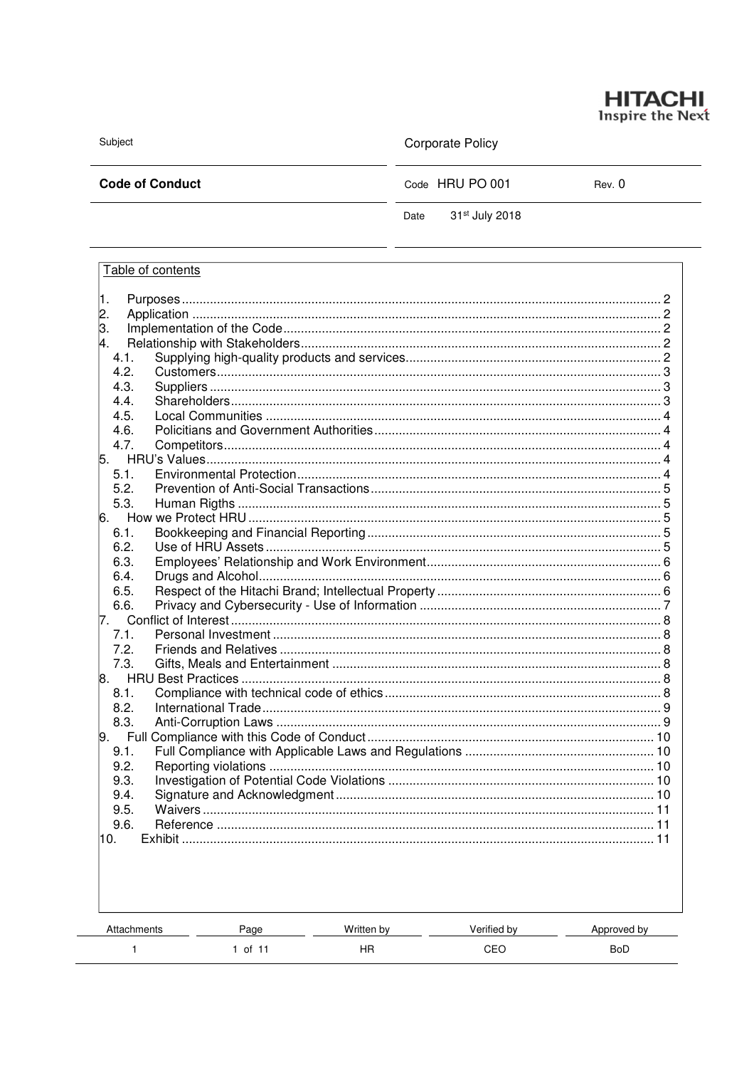HITACHI
Inspire the Next

| Subject | Corporate Policy | |
|---|---|---|
| **Code of Conduct** | Code HRU PO 001 | Rev. 0 |
| | Date 31st July 2018 | |

Table of contents

1. Purposes ..... 2
2. Application ..... 2
3. Implementation of the Code ..... 2
4. Relationship with Stakeholders ..... 2
   - 4.1. Supplying high-quality products and services ..... 2
   - 4.2. Customers ..... 3
   - 4.3. Suppliers ..... 3
   - 4.4. Shareholders ..... 3
   - 4.5. Local Communities ..... 4
   - 4.6. Policitians and Government Authorities ..... 4
   - 4.7. Competitors ..... 4
5. HRU's Values ..... 4
   - 5.1. Environmental Protection ..... 4
   - 5.2. Prevention of Anti-Social Transactions ..... 5
   - 5.3. Human Rigths ..... 5
6. How we Protect HRU ..... 5
   - 6.1. Bookkeeping and Financial Reporting ..... 5
   - 6.2. Use of HRU Assets ..... 5
   - 6.3. Employees' Relationship and Work Environment ..... 6
   - 6.4. Drugs and Alcohol ..... 6
   - 6.5. Respect of the Hitachi Brand; Intellectual Property ..... 6
   - 6.6. Privacy and Cybersecurity - Use of Information ..... 7
7. Conflict of Interest ..... 8
   - 7.1. Personal Investment ..... 8
   - 7.2. Friends and Relatives ..... 8
   - 7.3. Gifts, Meals and Entertainment ..... 8
8. HRU Best Practices ..... 8
   - 8.1. Compliance with technical code of ethics ..... 8
   - 8.2. International Trade ..... 9
   - 8.3. Anti-Corruption Laws ..... 9
9. Full Compliance with this Code of Conduct ..... 10
   - 9.1. Full Compliance with Applicable Laws and Regulations ..... 10
   - 9.2. Reporting violations ..... 10
   - 9.3. Investigation of Potential Code Violations ..... 10
   - 9.4. Signature and Acknowledgment ..... 10
   - 9.5. Waivers ..... 11
   - 9.6. Reference ..... 11
10. Exhibit ..... 11

| Attachments | Page | Written by | Verified by | Approved by |
|---|---|---|---|---|
| 1 | 1 of 11 | HR | CEO | BoD |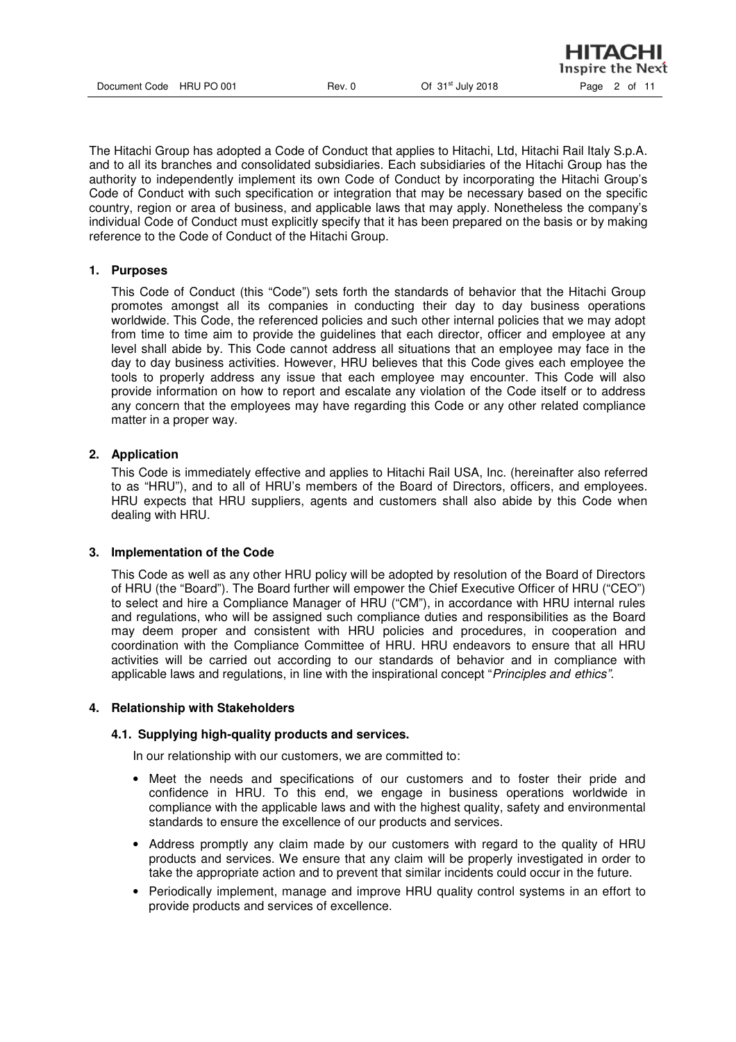The Hitachi Group has adopted a Code of Conduct that applies to Hitachi, Ltd, Hitachi Rail Italy S.p.A. and to all its branches and consolidated subsidiaries. Each subsidiaries of the Hitachi Group has the authority to independently implement its own Code of Conduct by incorporating the Hitachi Group's Code of Conduct with such specification or integration that may be necessary based on the specific country, region or area of business, and applicable laws that may apply. Nonetheless the company's individual Code of Conduct must explicitly specify that it has been prepared on the basis or by making reference to the Code of Conduct of the Hitachi Group.

## 1. Purposes

This Code of Conduct (this "Code") sets forth the standards of behavior that the Hitachi Group promotes amongst all its companies in conducting their day to day business operations worldwide. This Code, the referenced policies and such other internal policies that we may adopt from time to time aim to provide the guidelines that each director, officer and employee at any level shall abide by. This Code cannot address all situations that an employee may face in the day to day business activities. However, HRU believes that this Code gives each employee the tools to properly address any issue that each employee may encounter. This Code will also provide information on how to report and escalate any violation of the Code itself or to address any concern that the employees may have regarding this Code or any other related compliance matter in a proper way.

## 2. Application

This Code is immediately effective and applies to Hitachi Rail USA, Inc. (hereinafter also referred to as "HRU"), and to all of HRU's members of the Board of Directors, officers, and employees. HRU expects that HRU suppliers, agents and customers shall also abide by this Code when dealing with HRU.

## 3. Implementation of the Code

This Code as well as any other HRU policy will be adopted by resolution of the Board of Directors of HRU (the "Board"). The Board further will empower the Chief Executive Officer of HRU ("CEO") to select and hire a Compliance Manager of HRU ("CM"), in accordance with HRU internal rules and regulations, who will be assigned such compliance duties and responsibilities as the Board may deem proper and consistent with HRU policies and procedures, in cooperation and coordination with the Compliance Committee of HRU. HRU endeavors to ensure that all HRU activities will be carried out according to our standards of behavior and in compliance with applicable laws and regulations, in line with the inspirational concept "*Principles and ethics"*.

## 4. Relationship with Stakeholders

### 4.1. Supplying high-quality products and services.

In our relationship with our customers, we are committed to:

- Meet the needs and specifications of our customers and to foster their pride and confidence in HRU. To this end, we engage in business operations worldwide in compliance with the applicable laws and with the highest quality, safety and environmental standards to ensure the excellence of our products and services.
- Address promptly any claim made by our customers with regard to the quality of HRU products and services. We ensure that any claim will be properly investigated in order to take the appropriate action and to prevent that similar incidents could occur in the future.
- Periodically implement, manage and improve HRU quality control systems in an effort to provide products and services of excellence.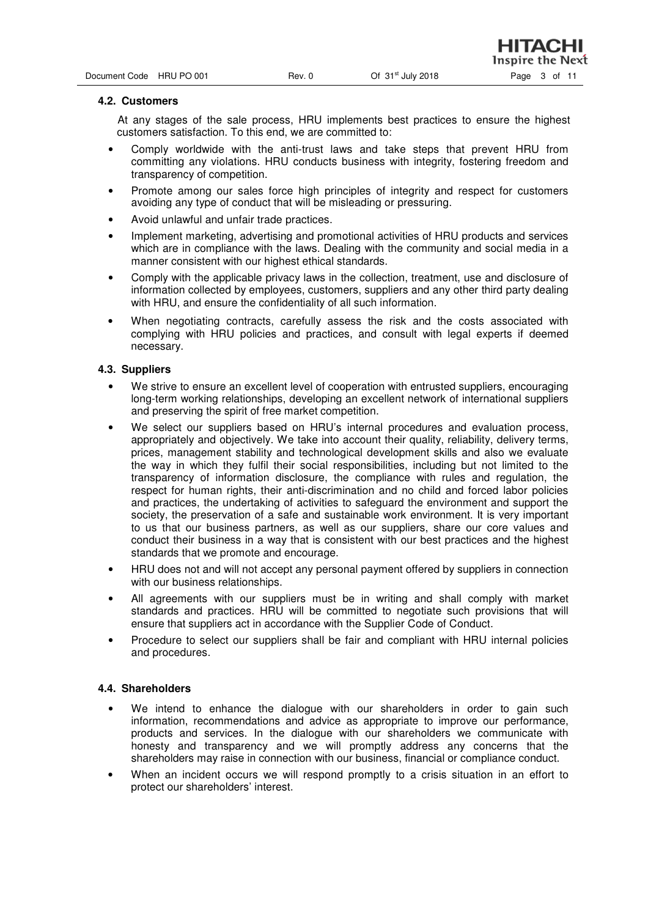### 4.2. Customers

At any stages of the sale process, HRU implements best practices to ensure the highest customers satisfaction. To this end, we are committed to:

- Comply worldwide with the anti-trust laws and take steps that prevent HRU from committing any violations. HRU conducts business with integrity, fostering freedom and transparency of competition.
- Promote among our sales force high principles of integrity and respect for customers avoiding any type of conduct that will be misleading or pressuring.
- Avoid unlawful and unfair trade practices.
- Implement marketing, advertising and promotional activities of HRU products and services which are in compliance with the laws. Dealing with the community and social media in a manner consistent with our highest ethical standards.
- Comply with the applicable privacy laws in the collection, treatment, use and disclosure of information collected by employees, customers, suppliers and any other third party dealing with HRU, and ensure the confidentiality of all such information.
- When negotiating contracts, carefully assess the risk and the costs associated with complying with HRU policies and practices, and consult with legal experts if deemed necessary.

### 4.3. Suppliers

- We strive to ensure an excellent level of cooperation with entrusted suppliers, encouraging long-term working relationships, developing an excellent network of international suppliers and preserving the spirit of free market competition.
- We select our suppliers based on HRU's internal procedures and evaluation process, appropriately and objectively. We take into account their quality, reliability, delivery terms, prices, management stability and technological development skills and also we evaluate the way in which they fulfil their social responsibilities, including but not limited to the transparency of information disclosure, the compliance with rules and regulation, the respect for human rights, their anti-discrimination and no child and forced labor policies and practices, the undertaking of activities to safeguard the environment and support the society, the preservation of a safe and sustainable work environment. It is very important to us that our business partners, as well as our suppliers, share our core values and conduct their business in a way that is consistent with our best practices and the highest standards that we promote and encourage.
- HRU does not and will not accept any personal payment offered by suppliers in connection with our business relationships.
- All agreements with our suppliers must be in writing and shall comply with market standards and practices. HRU will be committed to negotiate such provisions that will ensure that suppliers act in accordance with the Supplier Code of Conduct.
- Procedure to select our suppliers shall be fair and compliant with HRU internal policies and procedures.

### 4.4. Shareholders

- We intend to enhance the dialogue with our shareholders in order to gain such information, recommendations and advice as appropriate to improve our performance, products and services. In the dialogue with our shareholders we communicate with honesty and transparency and we will promptly address any concerns that the shareholders may raise in connection with our business, financial or compliance conduct.
- When an incident occurs we will respond promptly to a crisis situation in an effort to protect our shareholders' interest.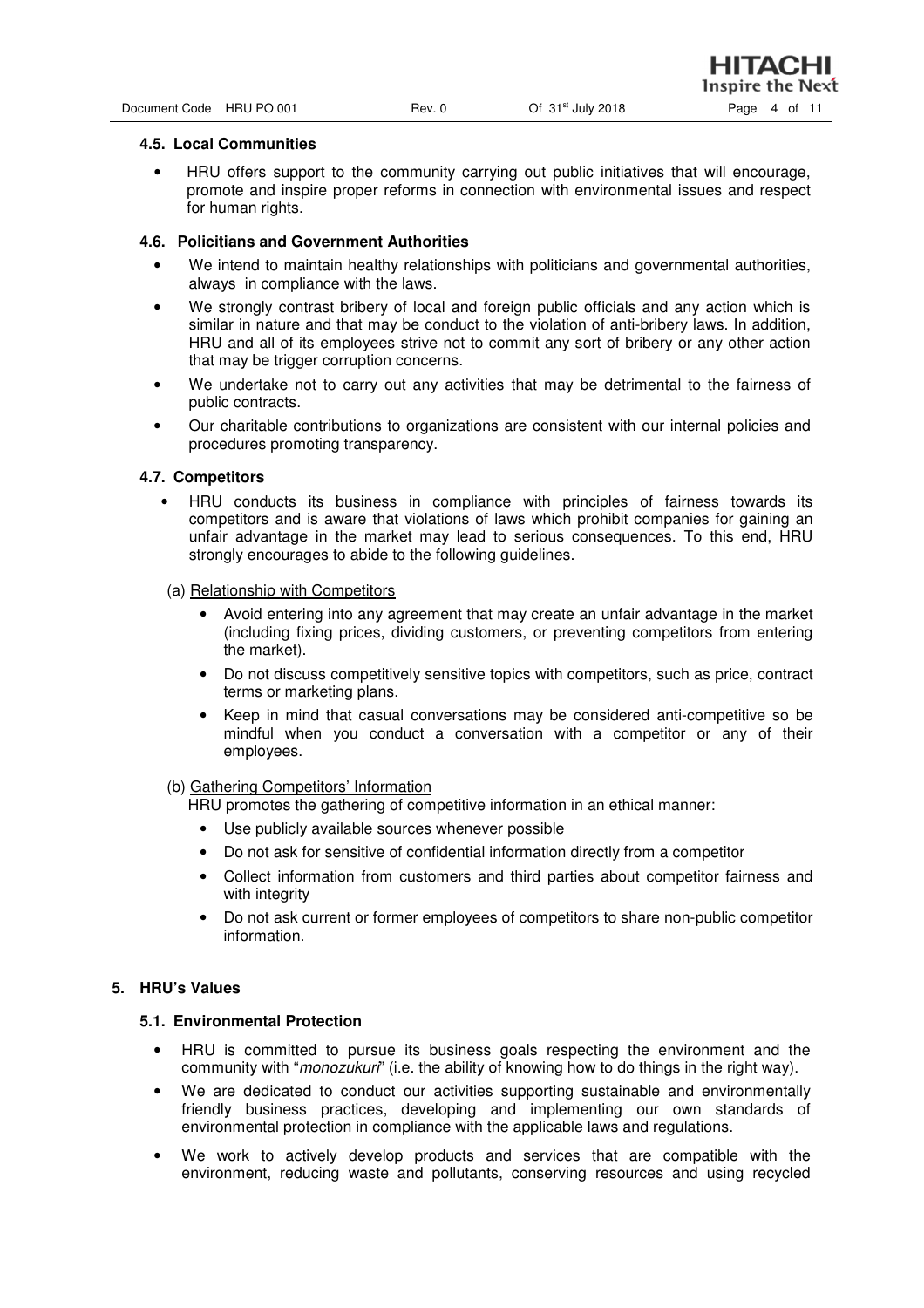### 4.5. Local Communities

- HRU offers support to the community carrying out public initiatives that will encourage, promote and inspire proper reforms in connection with environmental issues and respect for human rights.

### 4.6. Policitians and Government Authorities

- We intend to maintain healthy relationships with politicians and governmental authorities, always in compliance with the laws.
- We strongly contrast bribery of local and foreign public officials and any action which is similar in nature and that may be conduct to the violation of anti-bribery laws. In addition, HRU and all of its employees strive not to commit any sort of bribery or any other action that may be trigger corruption concerns.
- We undertake not to carry out any activities that may be detrimental to the fairness of public contracts.
- Our charitable contributions to organizations are consistent with our internal policies and procedures promoting transparency.

### 4.7. Competitors

- HRU conducts its business in compliance with principles of fairness towards its competitors and is aware that violations of laws which prohibit companies for gaining an unfair advantage in the market may lead to serious consequences. To this end, HRU strongly encourages to abide to the following guidelines.

(a) Relationship with Competitors

- Avoid entering into any agreement that may create an unfair advantage in the market (including fixing prices, dividing customers, or preventing competitors from entering the market).
- Do not discuss competitively sensitive topics with competitors, such as price, contract terms or marketing plans.
- Keep in mind that casual conversations may be considered anti-competitive so be mindful when you conduct a conversation with a competitor or any of their employees.

(b) Gathering Competitors' Information

HRU promotes the gathering of competitive information in an ethical manner:

- Use publicly available sources whenever possible
- Do not ask for sensitive of confidential information directly from a competitor
- Collect information from customers and third parties about competitor fairness and with integrity
- Do not ask current or former employees of competitors to share non-public competitor information.

## 5. HRU's Values

### 5.1. Environmental Protection

- HRU is committed to pursue its business goals respecting the environment and the community with "*monozukuri*" (i.e. the ability of knowing how to do things in the right way).
- We are dedicated to conduct our activities supporting sustainable and environmentally friendly business practices, developing and implementing our own standards of environmental protection in compliance with the applicable laws and regulations.
- We work to actively develop products and services that are compatible with the environment, reducing waste and pollutants, conserving resources and using recycled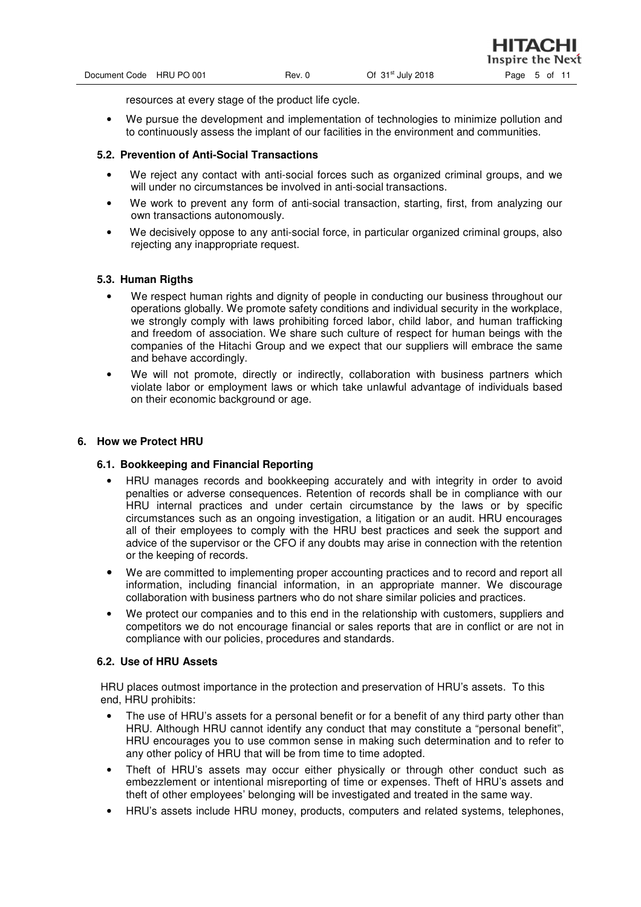resources at every stage of the product life cycle.

- We pursue the development and implementation of technologies to minimize pollution and to continuously assess the implant of our facilities in the environment and communities.

### 5.2. Prevention of Anti-Social Transactions

- We reject any contact with anti-social forces such as organized criminal groups, and we will under no circumstances be involved in anti-social transactions.
- We work to prevent any form of anti-social transaction, starting, first, from analyzing our own transactions autonomously.
- We decisively oppose to any anti-social force, in particular organized criminal groups, also rejecting any inappropriate request.

### 5.3. Human Rigths

- We respect human rights and dignity of people in conducting our business throughout our operations globally. We promote safety conditions and individual security in the workplace, we strongly comply with laws prohibiting forced labor, child labor, and human trafficking and freedom of association. We share such culture of respect for human beings with the companies of the Hitachi Group and we expect that our suppliers will embrace the same and behave accordingly.
- We will not promote, directly or indirectly, collaboration with business partners which violate labor or employment laws or which take unlawful advantage of individuals based on their economic background or age.

## 6. How we Protect HRU

### 6.1. Bookkeeping and Financial Reporting

- HRU manages records and bookkeeping accurately and with integrity in order to avoid penalties or adverse consequences. Retention of records shall be in compliance with our HRU internal practices and under certain circumstance by the laws or by specific circumstances such as an ongoing investigation, a litigation or an audit. HRU encourages all of their employees to comply with the HRU best practices and seek the support and advice of the supervisor or the CFO if any doubts may arise in connection with the retention or the keeping of records.
- We are committed to implementing proper accounting practices and to record and report all information, including financial information, in an appropriate manner. We discourage collaboration with business partners who do not share similar policies and practices.
- We protect our companies and to this end in the relationship with customers, suppliers and competitors we do not encourage financial or sales reports that are in conflict or are not in compliance with our policies, procedures and standards.

### 6.2. Use of HRU Assets

HRU places outmost importance in the protection and preservation of HRU's assets. To this end, HRU prohibits:

- The use of HRU's assets for a personal benefit or for a benefit of any third party other than HRU. Although HRU cannot identify any conduct that may constitute a "personal benefit", HRU encourages you to use common sense in making such determination and to refer to any other policy of HRU that will be from time to time adopted.
- Theft of HRU's assets may occur either physically or through other conduct such as embezzlement or intentional misreporting of time or expenses. Theft of HRU's assets and theft of other employees' belonging will be investigated and treated in the same way.
- HRU's assets include HRU money, products, computers and related systems, telephones,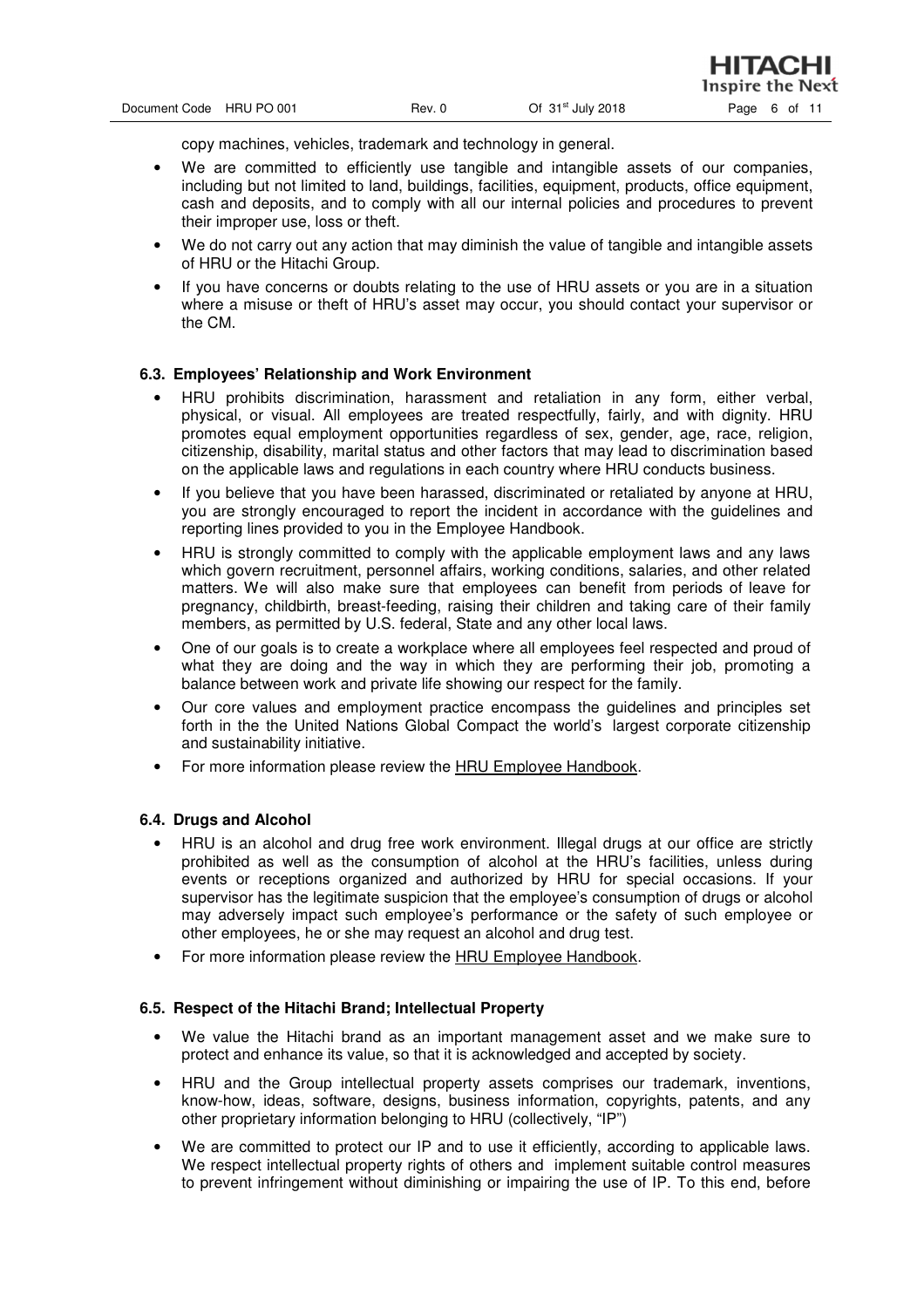copy machines, vehicles, trademark and technology in general.

- We are committed to efficiently use tangible and intangible assets of our companies, including but not limited to land, buildings, facilities, equipment, products, office equipment, cash and deposits, and to comply with all our internal policies and procedures to prevent their improper use, loss or theft.
- We do not carry out any action that may diminish the value of tangible and intangible assets of HRU or the Hitachi Group.
- If you have concerns or doubts relating to the use of HRU assets or you are in a situation where a misuse or theft of HRU's asset may occur, you should contact your supervisor or the CM.

### 6.3. Employees' Relationship and Work Environment

- HRU prohibits discrimination, harassment and retaliation in any form, either verbal, physical, or visual. All employees are treated respectfully, fairly, and with dignity. HRU promotes equal employment opportunities regardless of sex, gender, age, race, religion, citizenship, disability, marital status and other factors that may lead to discrimination based on the applicable laws and regulations in each country where HRU conducts business.
- If you believe that you have been harassed, discriminated or retaliated by anyone at HRU, you are strongly encouraged to report the incident in accordance with the guidelines and reporting lines provided to you in the Employee Handbook.
- HRU is strongly committed to comply with the applicable employment laws and any laws which govern recruitment, personnel affairs, working conditions, salaries, and other related matters. We will also make sure that employees can benefit from periods of leave for pregnancy, childbirth, breast-feeding, raising their children and taking care of their family members, as permitted by U.S. federal, State and any other local laws.
- One of our goals is to create a workplace where all employees feel respected and proud of what they are doing and the way in which they are performing their job, promoting a balance between work and private life showing our respect for the family.
- Our core values and employment practice encompass the guidelines and principles set forth in the the United Nations Global Compact the world's largest corporate citizenship and sustainability initiative.
- For more information please review the HRU Employee Handbook.

### 6.4. Drugs and Alcohol

- HRU is an alcohol and drug free work environment. Illegal drugs at our office are strictly prohibited as well as the consumption of alcohol at the HRU's facilities, unless during events or receptions organized and authorized by HRU for special occasions. If your supervisor has the legitimate suspicion that the employee's consumption of drugs or alcohol may adversely impact such employee's performance or the safety of such employee or other employees, he or she may request an alcohol and drug test.
- For more information please review the HRU Employee Handbook.

### 6.5. Respect of the Hitachi Brand; Intellectual Property

- We value the Hitachi brand as an important management asset and we make sure to protect and enhance its value, so that it is acknowledged and accepted by society.
- HRU and the Group intellectual property assets comprises our trademark, inventions, know-how, ideas, software, designs, business information, copyrights, patents, and any other proprietary information belonging to HRU (collectively, "IP")
- We are committed to protect our IP and to use it efficiently, according to applicable laws. We respect intellectual property rights of others and implement suitable control measures to prevent infringement without diminishing or impairing the use of IP. To this end, before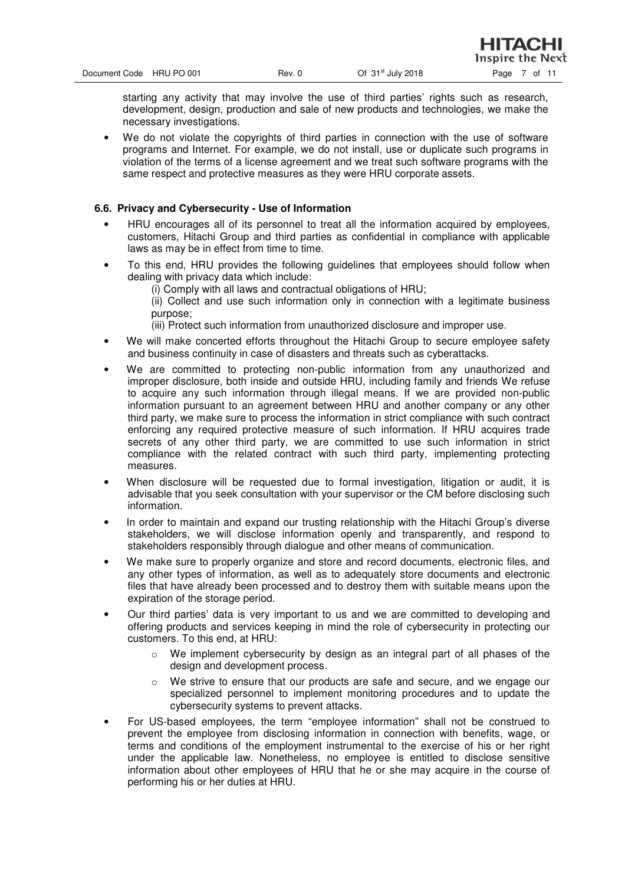starting any activity that may involve the use of third parties' rights such as research, development, design, production and sale of new products and technologies, we make the necessary investigations.

- We do not violate the copyrights of third parties in connection with the use of software programs and Internet. For example, we do not install, use or duplicate such programs in violation of the terms of a license agreement and we treat such software programs with the same respect and protective measures as they were HRU corporate assets.

### 6.6. Privacy and Cybersecurity - Use of Information

- HRU encourages all of its personnel to treat all the information acquired by employees, customers, Hitachi Group and third parties as confidential in compliance with applicable laws as may be in effect from time to time.
- To this end, HRU provides the following guidelines that employees should follow when dealing with privacy data which include:
  (i) Comply with all laws and contractual obligations of HRU;
  (ii) Collect and use such information only in connection with a legitimate business purpose;
  (iii) Protect such information from unauthorized disclosure and improper use.
- We will make concerted efforts throughout the Hitachi Group to secure employee safety and business continuity in case of disasters and threats such as cyberattacks.
- We are committed to protecting non-public information from any unauthorized and improper disclosure, both inside and outside HRU, including family and friends We refuse to acquire any such information through illegal means. If we are provided non-public information pursuant to an agreement between HRU and another company or any other third party, we make sure to process the information in strict compliance with such contract enforcing any required protective measure of such information. If HRU acquires trade secrets of any other third party, we are committed to use such information in strict compliance with the related contract with such third party, implementing protecting measures.
- When disclosure will be requested due to formal investigation, litigation or audit, it is advisable that you seek consultation with your supervisor or the CM before disclosing such information.
- In order to maintain and expand our trusting relationship with the Hitachi Group's diverse stakeholders, we will disclose information openly and transparently, and respond to stakeholders responsibly through dialogue and other means of communication.
- We make sure to properly organize and store and record documents, electronic files, and any other types of information, as well as to adequately store documents and electronic files that have already been processed and to destroy them with suitable means upon the expiration of the storage period.
- Our third parties' data is very important to us and we are committed to developing and offering products and services keeping in mind the role of cybersecurity in protecting our customers. To this end, at HRU:
  - We implement cybersecurity by design as an integral part of all phases of the design and development process.
  - We strive to ensure that our products are safe and secure, and we engage our specialized personnel to implement monitoring procedures and to update the cybersecurity systems to prevent attacks.
- For US-based employees, the term "employee information" shall not be construed to prevent the employee from disclosing information in connection with benefits, wage, or terms and conditions of the employment instrumental to the exercise of his or her right under the applicable law. Nonetheless, no employee is entitled to disclose sensitive information about other employees of HRU that he or she may acquire in the course of performing his or her duties at HRU.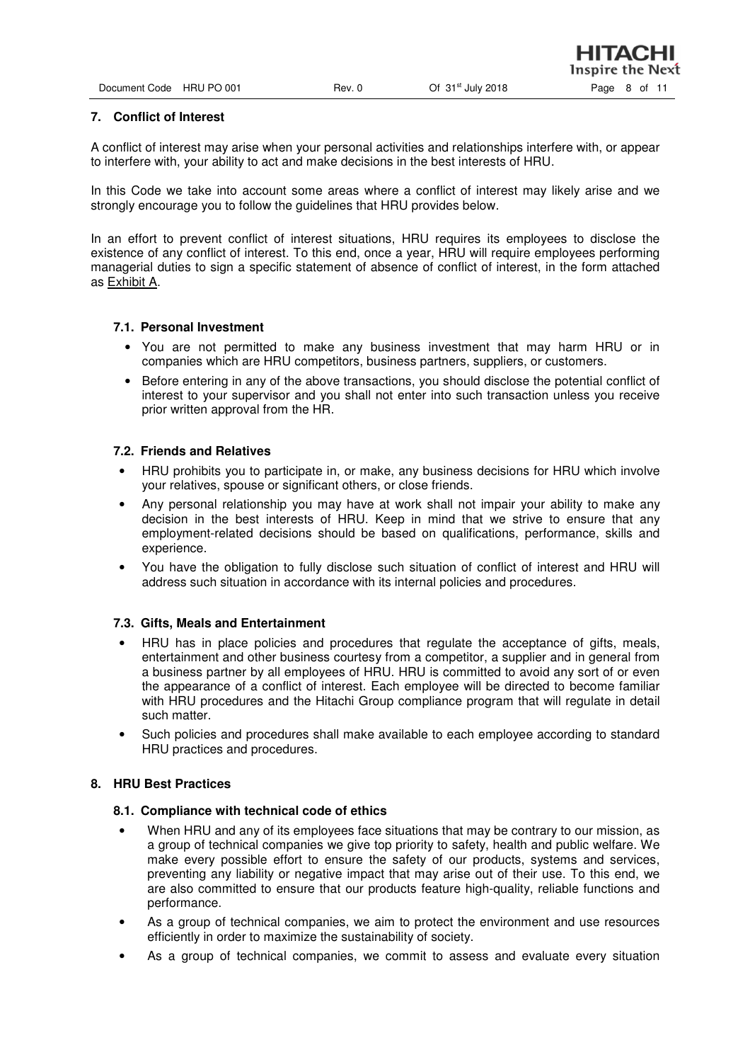## 7. Conflict of Interest

A conflict of interest may arise when your personal activities and relationships interfere with, or appear to interfere with, your ability to act and make decisions in the best interests of HRU.

In this Code we take into account some areas where a conflict of interest may likely arise and we strongly encourage you to follow the guidelines that HRU provides below.

In an effort to prevent conflict of interest situations, HRU requires its employees to disclose the existence of any conflict of interest. To this end, once a year, HRU will require employees performing managerial duties to sign a specific statement of absence of conflict of interest, in the form attached as Exhibit A.

### 7.1. Personal Investment

- You are not permitted to make any business investment that may harm HRU or in companies which are HRU competitors, business partners, suppliers, or customers.
- Before entering in any of the above transactions, you should disclose the potential conflict of interest to your supervisor and you shall not enter into such transaction unless you receive prior written approval from the HR.

### 7.2. Friends and Relatives

- HRU prohibits you to participate in, or make, any business decisions for HRU which involve your relatives, spouse or significant others, or close friends.
- Any personal relationship you may have at work shall not impair your ability to make any decision in the best interests of HRU. Keep in mind that we strive to ensure that any employment-related decisions should be based on qualifications, performance, skills and experience.
- You have the obligation to fully disclose such situation of conflict of interest and HRU will address such situation in accordance with its internal policies and procedures.

### 7.3. Gifts, Meals and Entertainment

- HRU has in place policies and procedures that regulate the acceptance of gifts, meals, entertainment and other business courtesy from a competitor, a supplier and in general from a business partner by all employees of HRU. HRU is committed to avoid any sort of or even the appearance of a conflict of interest. Each employee will be directed to become familiar with HRU procedures and the Hitachi Group compliance program that will regulate in detail such matter.
- Such policies and procedures shall make available to each employee according to standard HRU practices and procedures.

## 8. HRU Best Practices

### 8.1. Compliance with technical code of ethics

- When HRU and any of its employees face situations that may be contrary to our mission, as a group of technical companies we give top priority to safety, health and public welfare. We make every possible effort to ensure the safety of our products, systems and services, preventing any liability or negative impact that may arise out of their use. To this end, we are also committed to ensure that our products feature high-quality, reliable functions and performance.
- As a group of technical companies, we aim to protect the environment and use resources efficiently in order to maximize the sustainability of society.
- As a group of technical companies, we commit to assess and evaluate every situation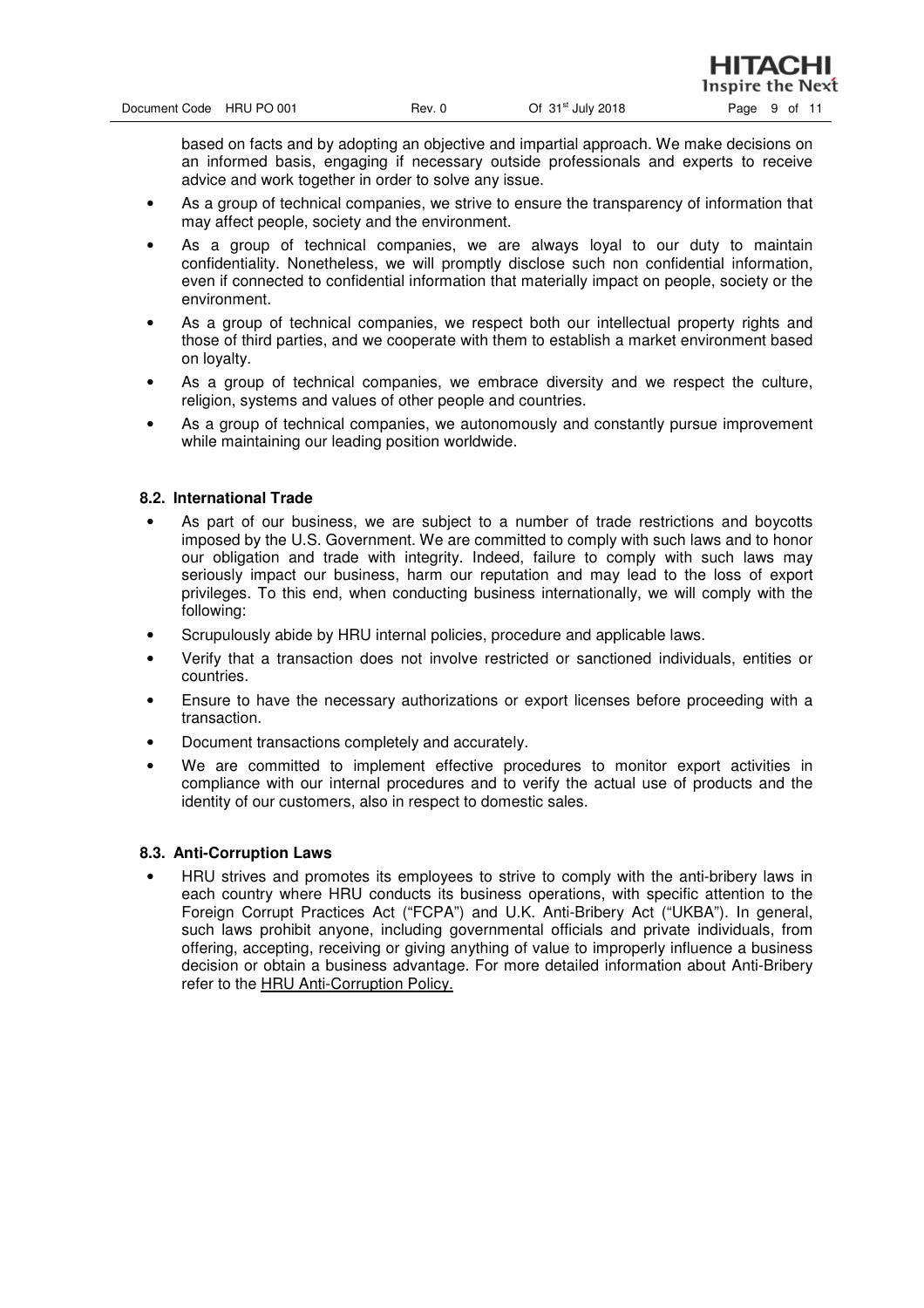based on facts and by adopting an objective and impartial approach. We make decisions on an informed basis, engaging if necessary outside professionals and experts to receive advice and work together in order to solve any issue.

- As a group of technical companies, we strive to ensure the transparency of information that may affect people, society and the environment.
- As a group of technical companies, we are always loyal to our duty to maintain confidentiality. Nonetheless, we will promptly disclose such non confidential information, even if connected to confidential information that materially impact on people, society or the environment.
- As a group of technical companies, we respect both our intellectual property rights and those of third parties, and we cooperate with them to establish a market environment based on loyalty.
- As a group of technical companies, we embrace diversity and we respect the culture, religion, systems and values of other people and countries.
- As a group of technical companies, we autonomously and constantly pursue improvement while maintaining our leading position worldwide.

### 8.2. International Trade

- As part of our business, we are subject to a number of trade restrictions and boycotts imposed by the U.S. Government. We are committed to comply with such laws and to honor our obligation and trade with integrity. Indeed, failure to comply with such laws may seriously impact our business, harm our reputation and may lead to the loss of export privileges. To this end, when conducting business internationally, we will comply with the following:
- Scrupulously abide by HRU internal policies, procedure and applicable laws.
- Verify that a transaction does not involve restricted or sanctioned individuals, entities or countries.
- Ensure to have the necessary authorizations or export licenses before proceeding with a transaction.
- Document transactions completely and accurately.
- We are committed to implement effective procedures to monitor export activities in compliance with our internal procedures and to verify the actual use of products and the identity of our customers, also in respect to domestic sales.

### 8.3. Anti-Corruption Laws

- HRU strives and promotes its employees to strive to comply with the anti-bribery laws in each country where HRU conducts its business operations, with specific attention to the Foreign Corrupt Practices Act ("FCPA") and U.K. Anti-Bribery Act ("UKBA"). In general, such laws prohibit anyone, including governmental officials and private individuals, from offering, accepting, receiving or giving anything of value to improperly influence a business decision or obtain a business advantage. For more detailed information about Anti-Bribery refer to the HRU Anti-Corruption Policy.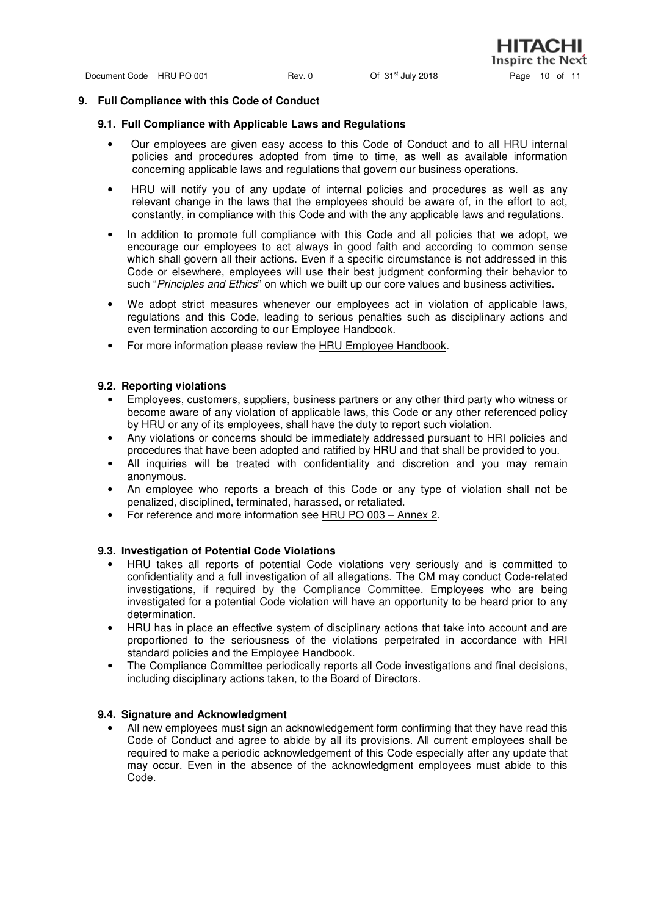## 9. Full Compliance with this Code of Conduct

### 9.1. Full Compliance with Applicable Laws and Regulations

- Our employees are given easy access to this Code of Conduct and to all HRU internal policies and procedures adopted from time to time, as well as available information concerning applicable laws and regulations that govern our business operations.
- HRU will notify you of any update of internal policies and procedures as well as any relevant change in the laws that the employees should be aware of, in the effort to act, constantly, in compliance with this Code and with the any applicable laws and regulations.
- In addition to promote full compliance with this Code and all policies that we adopt, we encourage our employees to act always in good faith and according to common sense which shall govern all their actions. Even if a specific circumstance is not addressed in this Code or elsewhere, employees will use their best judgment conforming their behavior to such "*Principles and Ethics*" on which we built up our core values and business activities.
- We adopt strict measures whenever our employees act in violation of applicable laws, regulations and this Code, leading to serious penalties such as disciplinary actions and even termination according to our Employee Handbook.
- For more information please review the HRU Employee Handbook.

### 9.2. Reporting violations

- Employees, customers, suppliers, business partners or any other third party who witness or become aware of any violation of applicable laws, this Code or any other referenced policy by HRU or any of its employees, shall have the duty to report such violation.
- Any violations or concerns should be immediately addressed pursuant to HRI policies and procedures that have been adopted and ratified by HRU and that shall be provided to you.
- All inquiries will be treated with confidentiality and discretion and you may remain anonymous.
- An employee who reports a breach of this Code or any type of violation shall not be penalized, disciplined, terminated, harassed, or retaliated.
- For reference and more information see HRU PO 003 – Annex 2.

### 9.3. Investigation of Potential Code Violations

- HRU takes all reports of potential Code violations very seriously and is committed to confidentiality and a full investigation of all allegations. The CM may conduct Code-related investigations, if required by the Compliance Committee. Employees who are being investigated for a potential Code violation will have an opportunity to be heard prior to any determination.
- HRU has in place an effective system of disciplinary actions that take into account and are proportioned to the seriousness of the violations perpetrated in accordance with HRI standard policies and the Employee Handbook.
- The Compliance Committee periodically reports all Code investigations and final decisions, including disciplinary actions taken, to the Board of Directors.

### 9.4. Signature and Acknowledgment

- All new employees must sign an acknowledgement form confirming that they have read this Code of Conduct and agree to abide by all its provisions. All current employees shall be required to make a periodic acknowledgement of this Code especially after any update that may occur. Even in the absence of the acknowledgment employees must abide to this Code.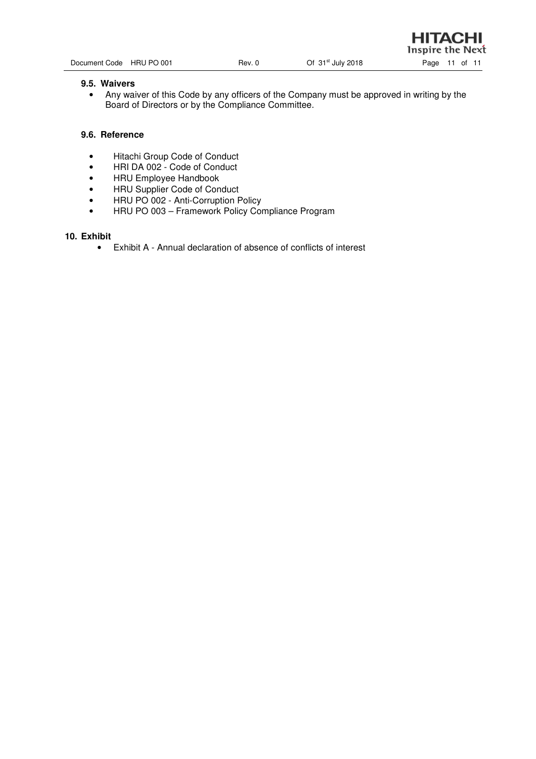### 9.5. Waivers

- Any waiver of this Code by any officers of the Company must be approved in writing by the Board of Directors or by the Compliance Committee.

### 9.6. Reference

- Hitachi Group Code of Conduct
- HRI DA 002 - Code of Conduct
- HRU Employee Handbook
- HRU Supplier Code of Conduct
- HRU PO 002 - Anti-Corruption Policy
- HRU PO 003 – Framework Policy Compliance Program

## 10. Exhibit

- Exhibit A - Annual declaration of absence of conflicts of interest